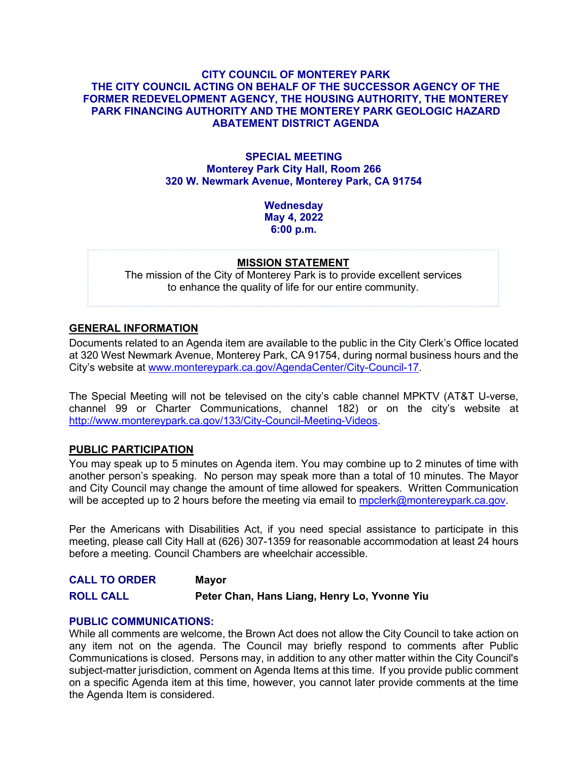# CITY COUNCIL OF MONTEREY PARK
# THE CITY COUNCIL ACTING ON BEHALF OF THE SUCCESSOR AGENCY OF THE FORMER REDEVELOPMENT AGENCY, THE HOUSING AUTHORITY, THE MONTEREY PARK FINANCING AUTHORITY AND THE MONTEREY PARK GEOLOGIC HAZARD ABATEMENT DISTRICT AGENDA

**SPECIAL MEETING**
**Monterey Park City Hall, Room 266**
**320 W. Newmark Avenue, Monterey Park, CA 91754**

**Wednesday**
**May 4, 2022**
**6:00 p.m.**

**MISSION STATEMENT**

The mission of the City of Monterey Park is to provide excellent services to enhance the quality of life for our entire community.

## GENERAL INFORMATION

Documents related to an Agenda item are available to the public in the City Clerk's Office located at 320 West Newmark Avenue, Monterey Park, CA 91754, during normal business hours and the City's website at www.montereypark.ca.gov/AgendaCenter/City-Council-17.

The Special Meeting will not be televised on the city's cable channel MPKTV (AT&T U-verse, channel 99 or Charter Communications, channel 182) or on the city's website at http://www.montereypark.ca.gov/133/City-Council-Meeting-Videos.

## PUBLIC PARTICIPATION

You may speak up to 5 minutes on Agenda item. You may combine up to 2 minutes of time with another person's speaking. No person may speak more than a total of 10 minutes. The Mayor and City Council may change the amount of time allowed for speakers. Written Communication will be accepted up to 2 hours before the meeting via email to mpclerk@montereypark.ca.gov.

Per the Americans with Disabilities Act, if you need special assistance to participate in this meeting, please call City Hall at (626) 307-1359 for reasonable accommodation at least 24 hours before a meeting. Council Chambers are wheelchair accessible.

**CALL TO ORDER** Mayor

**ROLL CALL** Peter Chan, Hans Liang, Henry Lo, Yvonne Yiu

## PUBLIC COMMUNICATIONS:

While all comments are welcome, the Brown Act does not allow the City Council to take action on any item not on the agenda. The Council may briefly respond to comments after Public Communications is closed. Persons may, in addition to any other matter within the City Council's subject-matter jurisdiction, comment on Agenda Items at this time. If you provide public comment on a specific Agenda item at this time, however, you cannot later provide comments at the time the Agenda Item is considered.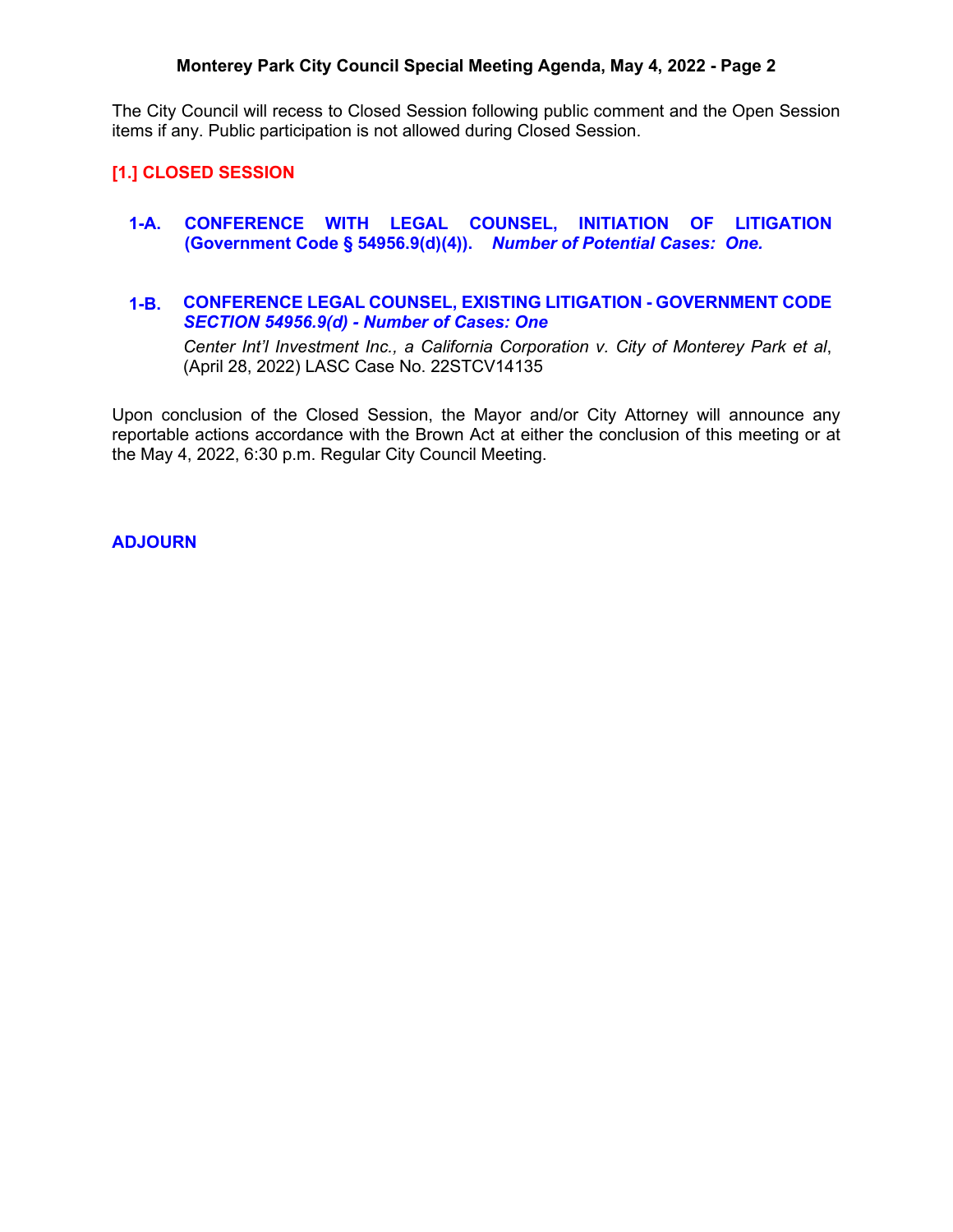The City Council will recess to Closed Session following public comment and the Open Session items if any. Public participation is not allowed during Closed Session.

## [1.] CLOSED SESSION

### 1-A. CONFERENCE WITH LEGAL COUNSEL, INITIATION OF LITIGATION (Government Code § 54956.9(d)(4)). *Number of Potential Cases: One.*

### 1-B. CONFERENCE LEGAL COUNSEL, EXISTING LITIGATION - GOVERNMENT CODE *SECTION 54956.9(d) - Number of Cases: One*

*Center Int'l Investment Inc., a California Corporation v. City of Monterey Park et al*, (April 28, 2022) LASC Case No. 22STCV14135

Upon conclusion of the Closed Session, the Mayor and/or City Attorney will announce any reportable actions accordance with the Brown Act at either the conclusion of this meeting or at the May 4, 2022, 6:30 p.m. Regular City Council Meeting.

## ADJOURN